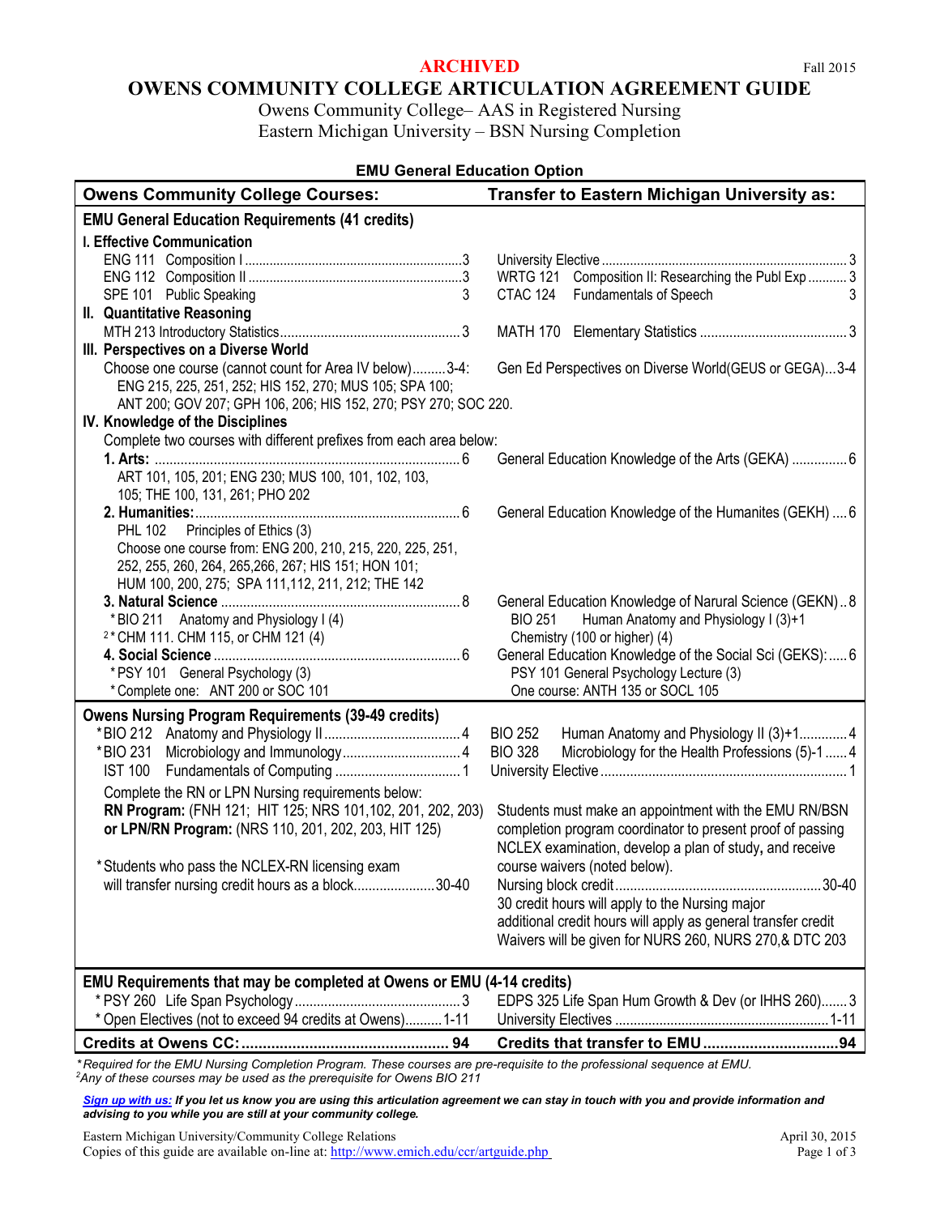**ARCHIVED**

Fall 2015

# OWENS COMMUNITY COLLEGE ARTICULATION AGREEMENT GUIDE

Owens Community College– AAS in Registered Nursing
Eastern Michigan University – BSN Nursing Completion

### EMU General Education Option

| Owens Community College Courses: | Transfer to Eastern Michigan University as: |
|---|---|
| **EMU General Education Requirements (41 credits)** | |
| **I. Effective Communication** | |
| ENG 111 Composition I ... 3 | University Elective ... 3 |
| ENG 112 Composition II ... 3 | WRTG 121 Composition II: Researching the Publ Exp ... 3 |
| SPE 101 Public Speaking 3 | CTAC 124 Fundamentals of Speech 3 |
| **II. Quantitative Reasoning** | |
| MTH 213 Introductory Statistics ... 3 | MATH 170 Elementary Statistics ... 3 |
| **III. Perspectives on a Diverse World** | |
| Choose one course (cannot count for Area IV below) ... 3-4: ENG 215, 225, 251, 252; HIS 152, 270; MUS 105; SPA 100; ANT 200; GOV 207; GPH 106, 206; HIS 152, 270; PSY 270; SOC 220. | Gen Ed Perspectives on Diverse World(GEUS or GEGA) ... 3-4 |
| **IV. Knowledge of the Disciplines** | |
| Complete two courses with different prefixes from each area below: | |
| **1. Arts:** ... 6<br>ART 101, 105, 201; ENG 230; MUS 100, 101, 102, 103, 105; THE 100, 131, 261; PHO 202 | General Education Knowledge of the Arts (GEKA) ... 6 |
| **2. Humanities:** ... 6<br>PHL 102 Principles of Ethics (3)<br>Choose one course from: ENG 200, 210, 215, 220, 225, 251, 252, 255, 260, 264, 265, 266, 267; HIS 151; HON 101; HUM 100, 200, 275; SPA 111, 112, 211, 212; THE 142 | General Education Knowledge of the Humanites (GEKH) ... 6 |
| **3. Natural Science** ... 8<br>*BIO 211 Anatomy and Physiology I (4)<br>[2]* CHM 111. CHM 115, or CHM 121 (4) | General Education Knowledge of Narural Science (GEKN) .. 8<br>BIO 251 Human Anatomy and Physiology I (3)+1<br>Chemistry (100 or higher) (4) |
| **4. Social Science** ... 6<br>*PSY 101 General Psychology (3)<br>*Complete one: ANT 200 or SOC 101 | General Education Knowledge of the Social Sci (GEKS): ... 6<br>PSY 101 General Psychology Lecture (3)<br>One course: ANTH 135 or SOCL 105 |
| **Owens Nursing Program Requirements (39-49 credits)** | |
| *BIO 212 Anatomy and Physiology II ... 4 | BIO 252 Human Anatomy and Physiology II (3)+1 ... 4 |
| *BIO 231 Microbiology and Immunology ... 4 | BIO 328 Microbiology for the Health Professions (5)-1 ... 4 |
| IST 100 Fundamentals of Computing ... 1 | University Elective ... 1 |
| Complete the RN or LPN Nursing requirements below:<br>**RN Program:** (FNH 121; HIT 125; NRS 101, 102, 201, 202, 203)<br>**or LPN/RN Program:** (NRS 110, 201, 202, 203, HIT 125) | Students must make an appointment with the EMU RN/BSN completion program coordinator to present proof of passing NCLEX examination, develop a plan of study, and receive course waivers (noted below). |
| *Students who pass the NCLEX-RN licensing exam will transfer nursing credit hours as a block ... 30-40 | Nursing block credit ... 30-40<br>30 credit hours will apply to the Nursing major<br>additional credit hours will apply as general transfer credit<br>Waivers will be given for NURS 260, NURS 270, & DTC 203 |
| **EMU Requirements that may be completed at Owens or EMU (4-14 credits)** | |
| * PSY 260 Life Span Psychology ... 3 | EDPS 325 Life Span Hum Growth & Dev (or IHHS 260) ... 3 |
| * Open Electives (not to exceed 94 credits at Owens) ... 1-11 | University Electives ... 1-11 |
| **Credits at Owens CC: ... 94** | **Credits that transfer to EMU ... 94** |

*Required for the EMU Nursing Completion Program. These courses are pre-requisite to the professional sequence at EMU.*
[2]*Any of these courses may be used as the prerequisite for Owens BIO 211*

***Sign up with us:** If you let us know you are using this articulation agreement we can stay in touch with you and provide information and advising to you while you are still at your community college.*

Eastern Michigan University/Community College Relations
Copies of this guide are available on-line at: http://www.emich.edu/ccr/artguide.php

April 30, 2015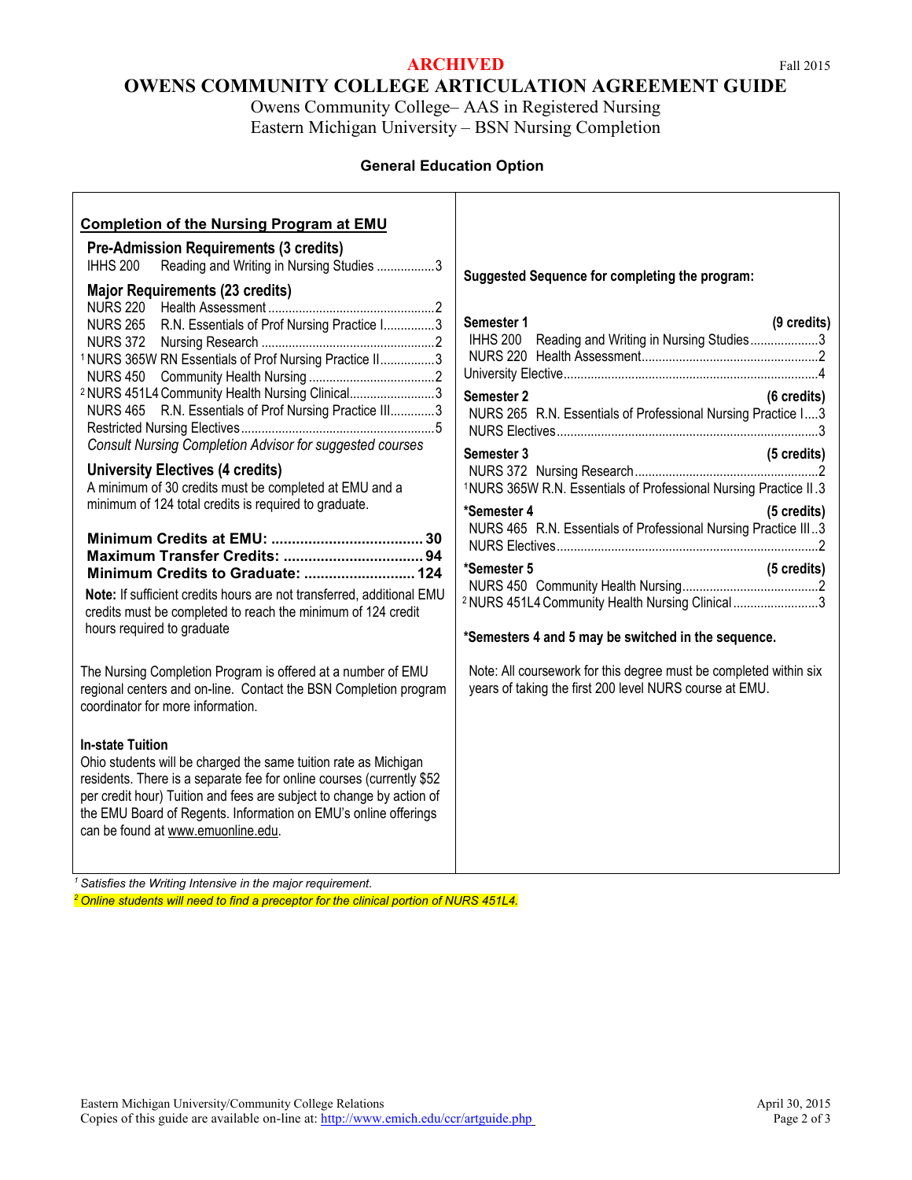**ARCHIVED** Fall 2015

# OWENS COMMUNITY COLLEGE ARTICULATION AGREEMENT GUIDE

Owens Community College– AAS in Registered Nursing
Eastern Michigan University – BSN Nursing Completion

**General Education Option**

## Completion of the Nursing Program at EMU

### Pre-Admission Requirements (3 credits)

IHHS 200 Reading and Writing in Nursing Studies ................. 3

### Major Requirements (23 credits)

NURS 220 Health Assessment ................................................ 2
NURS 265 R.N. Essentials of Prof Nursing Practice I ............... 3
NURS 372 Nursing Research .................................................. 2
[1] NURS 365W RN Essentials of Prof Nursing Practice II ............... 3
NURS 450 Community Health Nursing .................................... 2
[2] NURS 451L4 Community Health Nursing Clinical ......................... 3
NURS 465 R.N. Essentials of Prof Nursing Practice III ............. 3
Restricted Nursing Electives ........................................................ 5
*Consult Nursing Completion Advisor for suggested courses*

### University Electives (4 credits)

A minimum of 30 credits must be completed at EMU and a minimum of 124 total credits is required to graduate.

**Minimum Credits at EMU: .................................... 30**
**Maximum Transfer Credits: ................................. 94**
**Minimum Credits to Graduate: .......................... 124**

**Note:** If sufficient credits hours are not transferred, additional EMU credits must be completed to reach the minimum of 124 credit hours required to graduate

The Nursing Completion Program is offered at a number of EMU regional centers and on-line. Contact the BSN Completion program coordinator for more information.

**In-state Tuition**
Ohio students will be charged the same tuition rate as Michigan residents. There is a separate fee for online courses (currently $52 per credit hour) Tuition and fees are subject to change by action of the EMU Board of Regents. Information on EMU's online offerings can be found at www.emuonline.edu.

**Suggested Sequence for completing the program:**

**Semester 1 (9 credits)**
IHHS 200 Reading and Writing in Nursing Studies .................... 3
NURS 220 Health Assessment .................................................... 2
University Elective ........................................................................... 4

**Semester 2 (6 credits)**
NURS 265 R.N. Essentials of Professional Nursing Practice I .... 3
NURS Electives ............................................................................ 3

**Semester 3 (5 credits)**
NURS 372 Nursing Research ..................................................... 2
[1] NURS 365W R.N. Essentials of Professional Nursing Practice II . 3

**\*Semester 4 (5 credits)**
NURS 465 R.N. Essentials of Professional Nursing Practice III .. 3
NURS Electives ............................................................................ 2

**\*Semester 5 (5 credits)**
NURS 450 Community Health Nursing ........................................ 2
[2] NURS 451L4 Community Health Nursing Clinical ......................... 3

**\*Semesters 4 and 5 may be switched in the sequence.**

Note: All coursework for this degree must be completed within six years of taking the first 200 level NURS course at EMU.

*[1] Satisfies the Writing Intensive in the major requirement.*
*[2] Online students will need to find a preceptor for the clinical portion of NURS 451L4.*

Eastern Michigan University/Community College Relations
Copies of this guide are available on-line at: http://www.emich.edu/ccr/artguide.php

April 30, 2015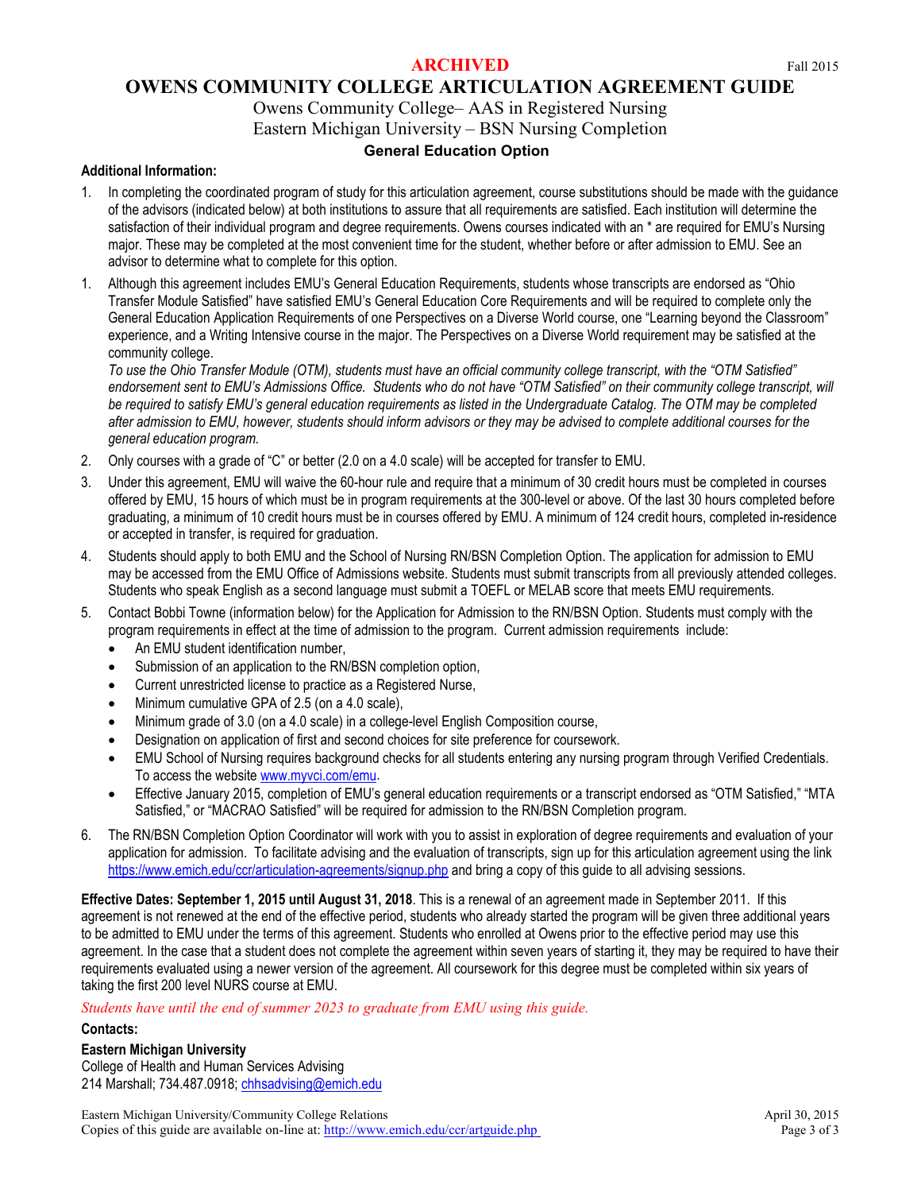**ARCHIVED**

Fall 2015

# OWENS COMMUNITY COLLEGE ARTICULATION AGREEMENT GUIDE

Owens Community College– AAS in Registered Nursing
Eastern Michigan University – BSN Nursing Completion

**General Education Option**

**Additional Information:**

1. In completing the coordinated program of study for this articulation agreement, course substitutions should be made with the guidance of the advisors (indicated below) at both institutions to assure that all requirements are satisfied. Each institution will determine the satisfaction of their individual program and degree requirements. Owens courses indicated with an * are required for EMU's Nursing major. These may be completed at the most convenient time for the student, whether before or after admission to EMU. See an advisor to determine what to complete for this option.

1. Although this agreement includes EMU's General Education Requirements, students whose transcripts are endorsed as "Ohio Transfer Module Satisfied" have satisfied EMU's General Education Core Requirements and will be required to complete only the General Education Application Requirements of one Perspectives on a Diverse World course, one "Learning beyond the Classroom" experience, and a Writing Intensive course in the major. The Perspectives on a Diverse World requirement may be satisfied at the community college.
   *To use the Ohio Transfer Module (OTM), students must have an official community college transcript, with the "OTM Satisfied" endorsement sent to EMU's Admissions Office. Students who do not have "OTM Satisfied" on their community college transcript, will be required to satisfy EMU's general education requirements as listed in the Undergraduate Catalog. The OTM may be completed after admission to EMU, however, students should inform advisors or they may be advised to complete additional courses for the general education program.*

2. Only courses with a grade of "C" or better (2.0 on a 4.0 scale) will be accepted for transfer to EMU.

3. Under this agreement, EMU will waive the 60-hour rule and require that a minimum of 30 credit hours must be completed in courses offered by EMU, 15 hours of which must be in program requirements at the 300-level or above. Of the last 30 hours completed before graduating, a minimum of 10 credit hours must be in courses offered by EMU. A minimum of 124 credit hours, completed in-residence or accepted in transfer, is required for graduation.

4. Students should apply to both EMU and the School of Nursing RN/BSN Completion Option. The application for admission to EMU may be accessed from the EMU Office of Admissions website. Students must submit transcripts from all previously attended colleges. Students who speak English as a second language must submit a TOEFL or MELAB score that meets EMU requirements.

5. Contact Bobbi Towne (information below) for the Application for Admission to the RN/BSN Option. Students must comply with the program requirements in effect at the time of admission to the program. Current admission requirements include:
   - An EMU student identification number,
   - Submission of an application to the RN/BSN completion option,
   - Current unrestricted license to practice as a Registered Nurse,
   - Minimum cumulative GPA of 2.5 (on a 4.0 scale),
   - Minimum grade of 3.0 (on a 4.0 scale) in a college-level English Composition course,
   - Designation on application of first and second choices for site preference for coursework.
   - EMU School of Nursing requires background checks for all students entering any nursing program through Verified Credentials. To access the website www.myvci.com/emu.
   - Effective January 2015, completion of EMU's general education requirements or a transcript endorsed as "OTM Satisfied," "MTA Satisfied," or "MACRAO Satisfied" will be required for admission to the RN/BSN Completion program.

6. The RN/BSN Completion Option Coordinator will work with you to assist in exploration of degree requirements and evaluation of your application for admission. To facilitate advising and the evaluation of transcripts, sign up for this articulation agreement using the link https://www.emich.edu/ccr/articulation-agreements/signup.php and bring a copy of this guide to all advising sessions.

**Effective Dates: September 1, 2015 until August 31, 2018**. This is a renewal of an agreement made in September 2011. If this agreement is not renewed at the end of the effective period, students who already started the program will be given three additional years to be admitted to EMU under the terms of this agreement. Students who enrolled at Owens prior to the effective period may use this agreement. In the case that a student does not complete the agreement within seven years of starting it, they may be required to have their requirements evaluated using a newer version of the agreement. All coursework for this degree must be completed within six years of taking the first 200 level NURS course at EMU.

*Students have until the end of summer 2023 to graduate from EMU using this guide.*

**Contacts:**

**Eastern Michigan University**
College of Health and Human Services Advising
214 Marshall; 734.487.0918; chhsadvising@emich.edu

Eastern Michigan University/Community College Relations
Copies of this guide are available on-line at: http://www.emich.edu/ccr/artguide.php

April 30, 2015